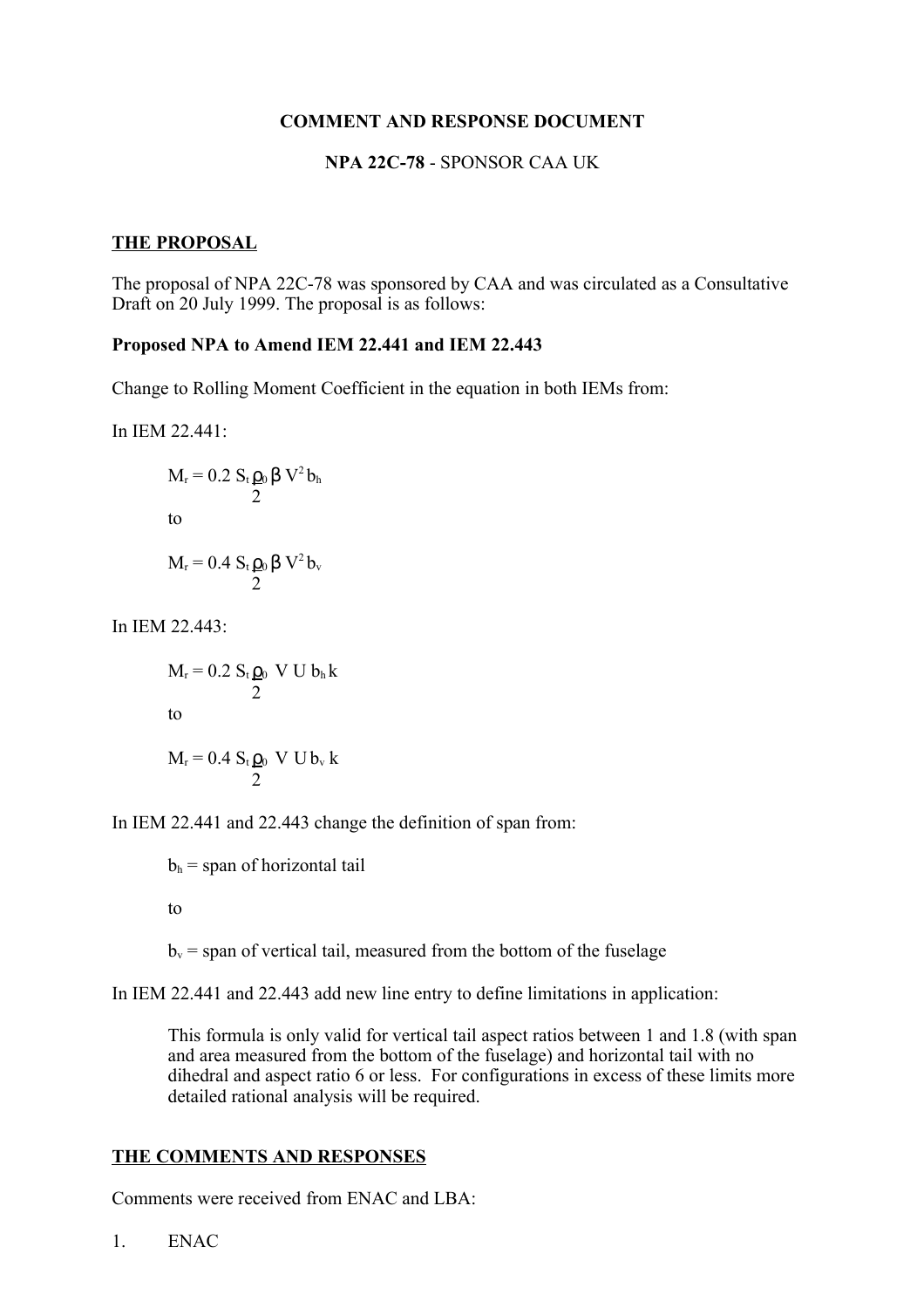**COMMENT AND RESPONSE DOCUMENT**

**NPA 22C-78** - SPONSOR CAA UK

**THE PROPOSAL**

The proposal of NPA 22C-78 was sponsored by CAA and was circulated as a Consultative Draft on 20 July 1999. The proposal is as follows:

**Proposed NPA to Amend IEM 22.441 and IEM 22.443**

Change to Rolling Moment Coefficient in the equation in both IEMs from:

In IEM 22.441:

$$M_r = 0.2\, S_t \frac{\rho_0}{2} \beta\, V^2 b_h$$

to

$$M_r = 0.4\, S_t \frac{\rho_0}{2} \beta\, V^2 b_v$$

In IEM 22.443:

$$M_r = 0.2\, S_t \frac{\rho_0}{2}\, V\, U\, b_h\, k$$

to

$$M_r = 0.4\, S_t \frac{\rho_0}{2}\, V\, U\, b_v\, k$$

In IEM 22.441 and 22.443 change the definition of span from:

$b_h$ = span of horizontal tail

to

$b_v$ = span of vertical tail, measured from the bottom of the fuselage

In IEM 22.441 and 22.443 add new line entry to define limitations in application:

> This formula is only valid for vertical tail aspect ratios between 1 and 1.8 (with span and area measured from the bottom of the fuselage) and horizontal tail with no dihedral and aspect ratio 6 or less. For configurations in excess of these limits more detailed rational analysis will be required.

**THE COMMENTS AND RESPONSES**

Comments were received from ENAC and LBA:

1. ENAC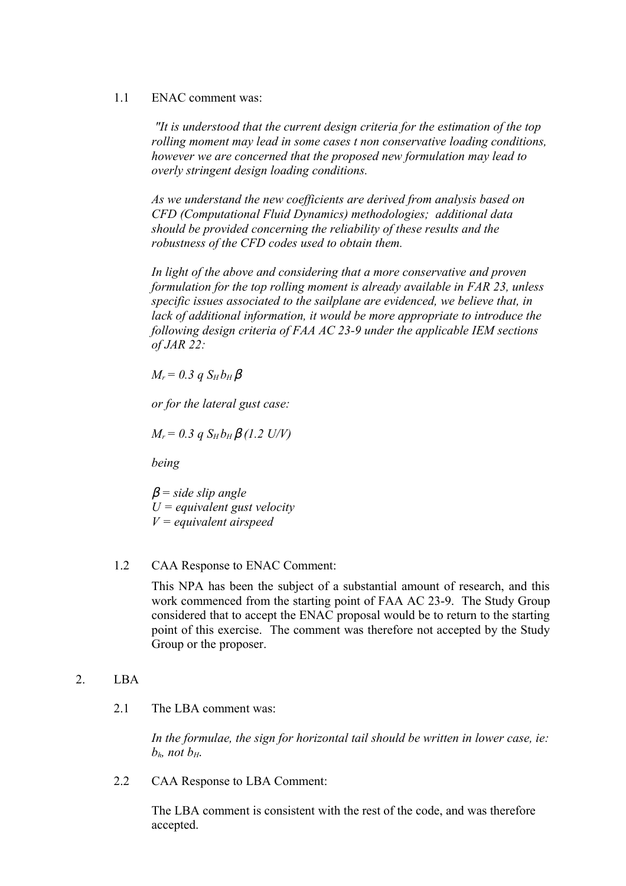1.1 ENAC comment was:

*"It is understood that the current design criteria for the estimation of the top rolling moment may lead in some cases t non conservative loading conditions, however we are concerned that the proposed new formulation may lead to overly stringent design loading conditions.*

*As we understand the new coefficients are derived from analysis based on CFD (Computational Fluid Dynamics) methodologies; additional data should be provided concerning the reliability of these results and the robustness of the CFD codes used to obtain them.*

*In light of the above and considering that a more conservative and proven formulation for the top rolling moment is already available in FAR 23, unless specific issues associated to the sailplane are evidenced, we believe that, in lack of additional information, it would be more appropriate to introduce the following design criteria of FAA AC 23-9 under the applicable IEM sections of JAR 22:*

$M_r = 0.3\ q\ S_H\ b_H\ \beta$

*or for the lateral gust case:*

$M_r = 0.3\ q\ S_H\ b_H\ \beta\ (1.2\ U/V)$

*being*

*$\beta$ = side slip angle*
*$U$ = equivalent gust velocity*
*$V$ = equivalent airspeed*

1.2 CAA Response to ENAC Comment:

This NPA has been the subject of a substantial amount of research, and this work commenced from the starting point of FAA AC 23-9. The Study Group considered that to accept the ENAC proposal would be to return to the starting point of this exercise. The comment was therefore not accepted by the Study Group or the proposer.

2. LBA

2.1 The LBA comment was:

*In the formulae, the sign for horizontal tail should be written in lower case, ie: $b_h$, not $b_H$.*

2.2 CAA Response to LBA Comment:

The LBA comment is consistent with the rest of the code, and was therefore accepted.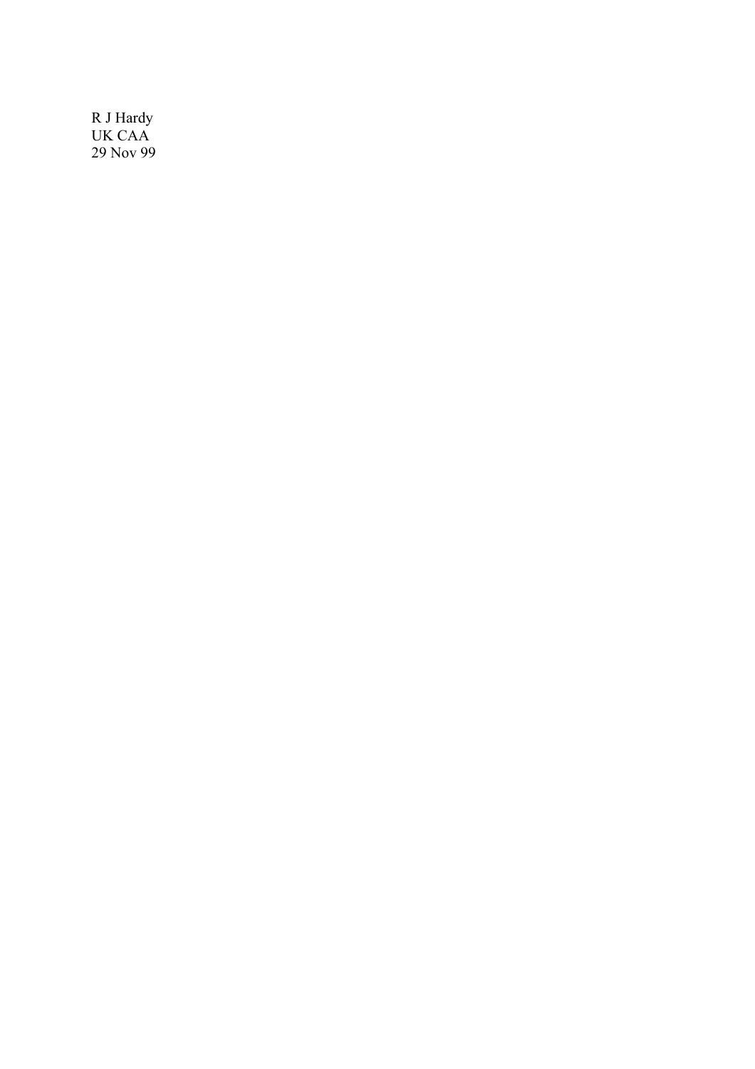R J Hardy
UK CAA
29 Nov 99